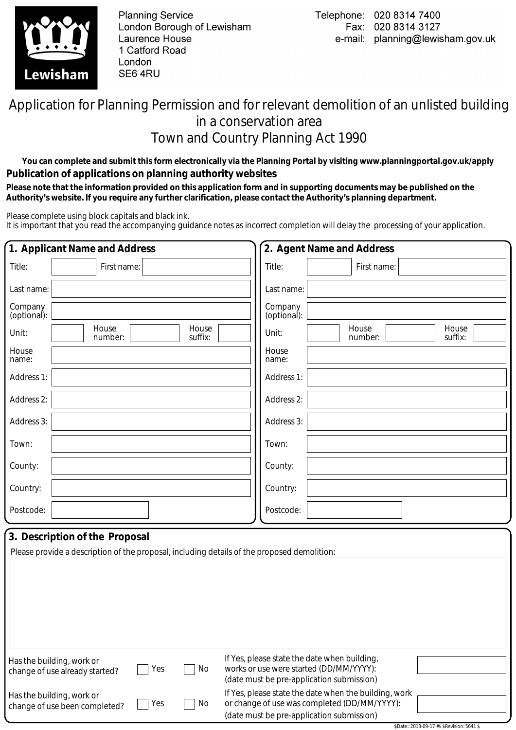Planning Service
London Borough of Lewisham
Laurence House
1 Catford Road
London
SE6 4RU

Telephone: 020 8314 7400
Fax: 020 8314 3127
e-mail: planning@lewisham.gov.uk

# Application for Planning Permission and for relevant demolition of an unlisted building in a conservation area
# Town and Country Planning Act 1990

**You can complete and submit this form electronically via the Planning Portal by visiting www.planningportal.gov.uk/apply**

## Publication of applications on planning authority websites

**Please note that the information provided on this application form and in supporting documents may be published on the Authority's website. If you require any further clarification, please contact the Authority's planning department.**

Please complete using block capitals and black ink.
It is important that you read the accompanying guidance notes as incorrect completion will delay the processing of your application.

## 1. Applicant Name and Address

| | | | | | |
|---|---|---|---|---|---|
| Title: | | First name: | | | |
| Last name: | | | | | |
| Company (optional): | | | | | |
| Unit: | | House number: | | House suffix: | |
| House name: | | | | | |
| Address 1: | | | | | |
| Address 2: | | | | | |
| Address 3: | | | | | |
| Town: | | | | | |
| County: | | | | | |
| Country: | | | | | |
| Postcode: | | | | | |

## 2. Agent Name and Address

| | | | | | |
|---|---|---|---|---|---|
| Title: | | First name: | | | |
| Last name: | | | | | |
| Company (optional): | | | | | |
| Unit: | | House number: | | House suffix: | |
| House name: | | | | | |
| Address 1: | | | | | |
| Address 2: | | | | | |
| Address 3: | | | | | |
| Town: | | | | | |
| County: | | | | | |
| Country: | | | | | |
| Postcode: | | | | | |

## 3. Description of the Proposal

Please provide a description of the proposal, including details of the proposed demolition:

Has the building, work or change of use already started? ☐ Yes ☐ No

If Yes, please state the date when building, works or use were started (DD/MM/YYYY): (date must be pre-application submission)

Has the building, work or change of use been completed? ☐ Yes ☐ No

If Yes, please state the date when the building, work or change of use was completed (DD/MM/YYYY): (date must be pre-application submission)

$Date:: 2013-09-17 #$ $Revision: 5641 $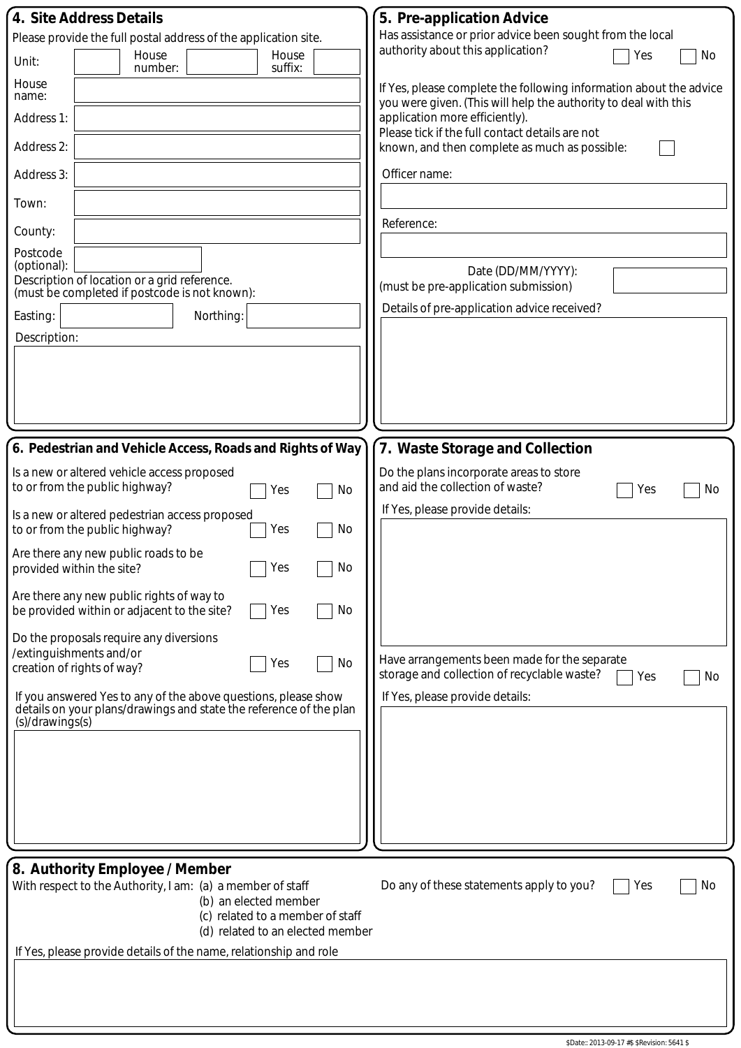## 4. Site Address Details

Please provide the full postal address of the application site.

Unit: 　　House number: 　　House suffix:

House name:

Address 1:

Address 2:

Address 3:

Town:

County:

Postcode (optional):

Description of location or a grid reference.
(must be completed if postcode is not known):

Easting: 　　Northing:

Description:

## 5. Pre-application Advice

Has assistance or prior advice been sought from the local authority about this application? ☐ Yes ☐ No

If Yes, please complete the following information about the advice you were given. (This will help the authority to deal with this application more efficiently).

Please tick if the full contact details are not known, and then complete as much as possible: ☐

Officer name:

Reference:

Date (DD/MM/YYYY):
(must be pre-application submission)

Details of pre-application advice received?

## 6. Pedestrian and Vehicle Access, Roads and Rights of Way

Is a new or altered vehicle access proposed to or from the public highway? ☐ Yes ☐ No

Is a new or altered pedestrian access proposed to or from the public highway? ☐ Yes ☐ No

Are there any new public roads to be provided within the site? ☐ Yes ☐ No

Are there any new public rights of way to be provided within or adjacent to the site? ☐ Yes ☐ No

Do the proposals require any diversions /extinguishments and/or creation of rights of way? ☐ Yes ☐ No

If you answered Yes to any of the above questions, please show details on your plans/drawings and state the reference of the plan (s)/drawings(s)

## 7. Waste Storage and Collection

Do the plans incorporate areas to store and aid the collection of waste? ☐ Yes ☐ No

If Yes, please provide details:

Have arrangements been made for the separate storage and collection of recyclable waste? ☐ Yes ☐ No

If Yes, please provide details:

## 8. Authority Employee / Member

With respect to the Authority, I am:
(a) a member of staff
(b) an elected member
(c) related to a member of staff
(d) related to an elected member

Do any of these statements apply to you? ☐ Yes ☐ No

If Yes, please provide details of the name, relationship and role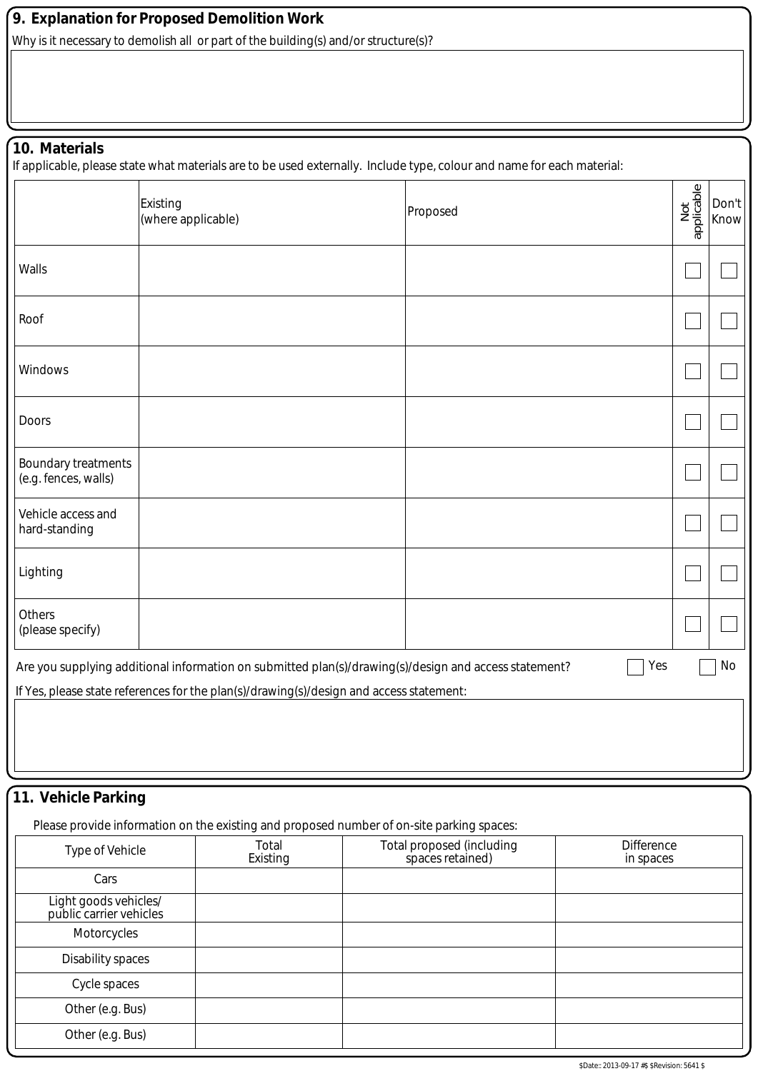## 9. Explanation for Proposed Demolition Work

Why is it necessary to demolish all or part of the building(s) and/or structure(s)?

## 10. Materials

If applicable, please state what materials are to be used externally. Include type, colour and name for each material:

| | Existing (where applicable) | Proposed | Not applicable | Don't Know |
|---|---|---|---|---|
| Walls | | | ☐ | ☐ |
| Roof | | | ☐ | ☐ |
| Windows | | | ☐ | ☐ |
| Doors | | | ☐ | ☐ |
| Boundary treatments (e.g. fences, walls) | | | ☐ | ☐ |
| Vehicle access and hard-standing | | | ☐ | ☐ |
| Lighting | | | ☐ | ☐ |
| Others (please specify) | | | ☐ | ☐ |

Are you supplying additional information on submitted plan(s)/drawing(s)/design and access statement? ☐ Yes ☐ No

If Yes, please state references for the plan(s)/drawing(s)/design and access statement:

## 11. Vehicle Parking

Please provide information on the existing and proposed number of on-site parking spaces:

| Type of Vehicle | Total Existing | Total proposed (including spaces retained) | Difference in spaces |
|---|---|---|---|
| Cars | | | |
| Light goods vehicles/ public carrier vehicles | | | |
| Motorcycles | | | |
| Disability spaces | | | |
| Cycle spaces | | | |
| Other (e.g. Bus) | | | |
| Other (e.g. Bus) | | | |

$Date:: 2013-09-17 #$ $Revision: 5641 $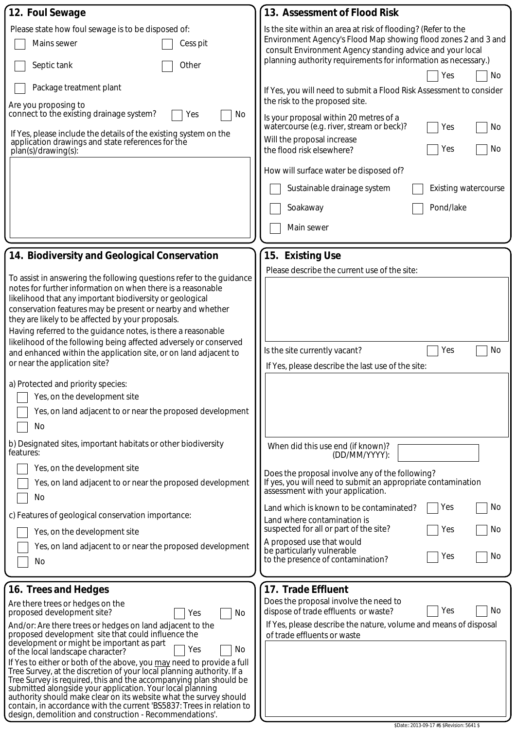## 12. Foul Sewage

Please state how foul sewage is to be disposed of:

- [ ] Mains sewer
- [ ] Cess pit
- [ ] Septic tank
- [ ] Other
- [ ] Package treatment plant

Are you proposing to connect to the existing drainage system? [ ] Yes [ ] No

If Yes, please include the details of the existing system on the application drawings and state references for the plan(s)/drawing(s):

## 13. Assessment of Flood Risk

Is the site within an area at risk of flooding? (Refer to the Environment Agency's Flood Map showing flood zones 2 and 3 and consult Environment Agency standing advice and your local planning authority requirements for information as necessary.) [ ] Yes [ ] No

If Yes, you will need to submit a Flood Risk Assessment to consider the risk to the proposed site.

Is your proposal within 20 metres of a watercourse (e.g. river, stream or beck)? [ ] Yes [ ] No

Will the proposal increase the flood risk elsewhere? [ ] Yes [ ] No

How will surface water be disposed of?

- [ ] Sustainable drainage system
- [ ] Existing watercourse
- [ ] Soakaway
- [ ] Pond/lake
- [ ] Main sewer

## 14. Biodiversity and Geological Conservation

To assist in answering the following questions refer to the guidance notes for further information on when there is a reasonable likelihood that any important biodiversity or geological conservation features may be present or nearby and whether they are likely to be affected by your proposals.

Having referred to the guidance notes, is there a reasonable likelihood of the following being affected adversely or conserved and enhanced within the application site, or on land adjacent to or near the application site?

a) Protected and priority species:

- [ ] Yes, on the development site
- [ ] Yes, on land adjacent to or near the proposed development
- [ ] No

b) Designated sites, important habitats or other biodiversity features:

- [ ] Yes, on the development site
- [ ] Yes, on land adjacent to or near the proposed development
- [ ] No

c) Features of geological conservation importance:

- [ ] Yes, on the development site
- [ ] Yes, on land adjacent to or near the proposed development
- [ ] No

## 15. Existing Use

Please describe the current use of the site:

Is the site currently vacant? [ ] Yes [ ] No

If Yes, please describe the last use of the site:

When did this use end (if known)? (DD/MM/YYYY):

Does the proposal involve any of the following? If yes, you will need to submit an appropriate contamination assessment with your application.

Land which is known to be contaminated? [ ] Yes [ ] No

Land where contamination is suspected for all or part of the site? [ ] Yes [ ] No

A proposed use that would be particularly vulnerable to the presence of contamination? [ ] Yes [ ] No

## 16. Trees and Hedges

Are there trees or hedges on the proposed development site? [ ] Yes [ ] No

And/or: Are there trees or hedges on land adjacent to the proposed development site that could influence the development or might be important as part of the local landscape character? [ ] Yes [ ] No

If Yes to either or both of the above, you <u>may</u> need to provide a full Tree Survey, at the discretion of your local planning authority. If a Tree Survey is required, this and the accompanying plan should be submitted alongside your application. Your local planning authority should make clear on its website what the survey should contain, in accordance with the current 'BS5837: Trees in relation to design, demolition and construction - Recommendations'.

## 17. Trade Effluent

Does the proposal involve the need to dispose of trade effluents or waste? [ ] Yes [ ] No

If Yes, please describe the nature, volume and means of disposal of trade effluents or waste

$Date:: 2013-09-17 #$ $Revision: 5641 $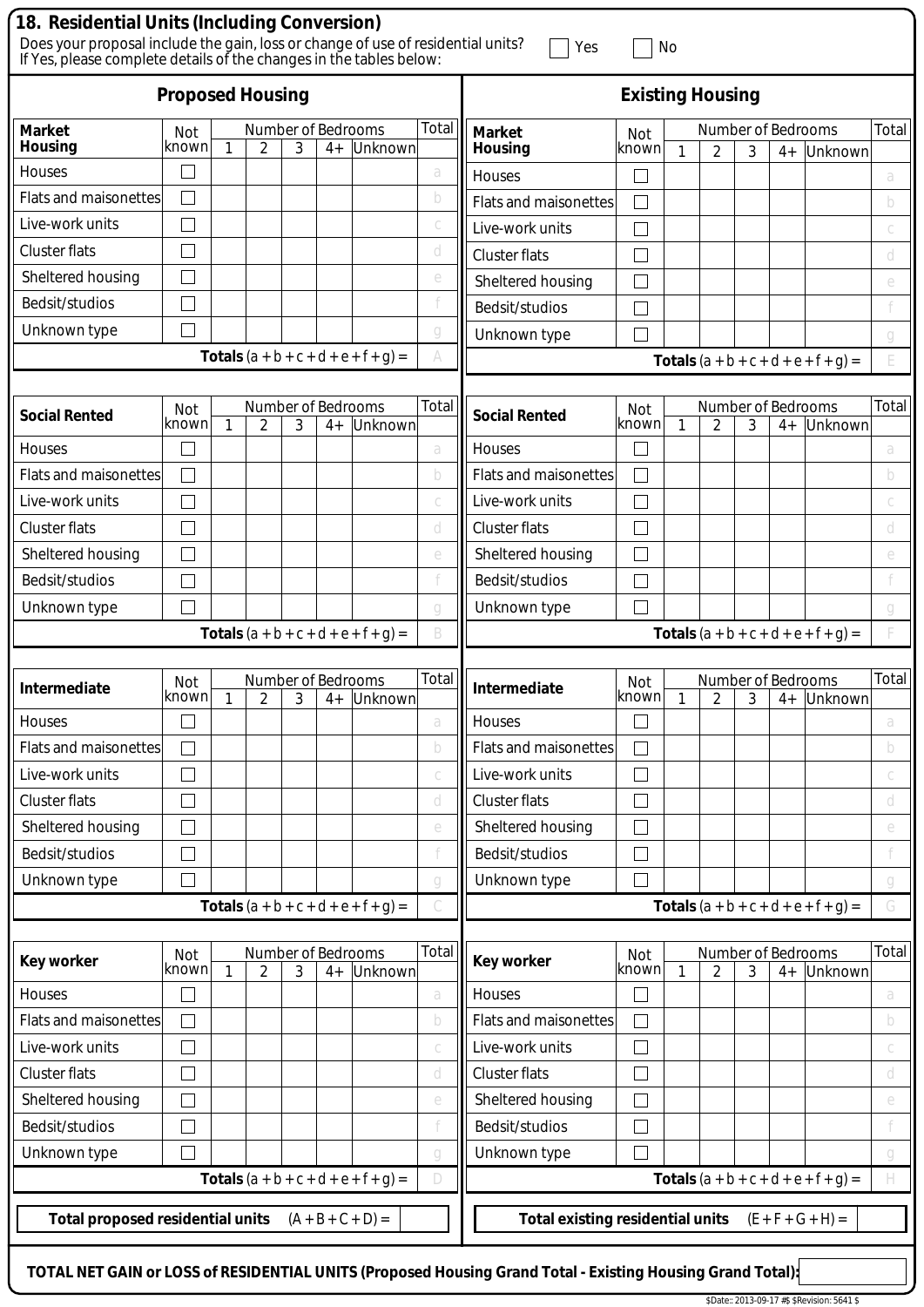## 18. Residential Units (Including Conversion)

Does your proposal include the gain, loss or change of use of residential units? ☐ Yes ☐ No
If Yes, please complete details of the changes in the tables below:

### Proposed Housing

| Market Housing | Not known | Number of Bedrooms 1 | 2 | 3 | 4+ | Unknown | Total |
|---|---|---|---|---|---|---|---|
| Houses | ☐ | | | | | | a |
| Flats and maisonettes | ☐ | | | | | | b |
| Live-work units | ☐ | | | | | | c |
| Cluster flats | ☐ | | | | | | d |
| Sheltered housing | ☐ | | | | | | e |
| Bedsit/studios | ☐ | | | | | | f |
| Unknown type | ☐ | | | | | | g |
| **Totals** (a + b + c + d + e + f + g) = | | | | | | | A |

| Social Rented | Not known | Number of Bedrooms 1 | 2 | 3 | 4+ | Unknown | Total |
|---|---|---|---|---|---|---|---|
| Houses | ☐ | | | | | | a |
| Flats and maisonettes | ☐ | | | | | | b |
| Live-work units | ☐ | | | | | | c |
| Cluster flats | ☐ | | | | | | d |
| Sheltered housing | ☐ | | | | | | e |
| Bedsit/studios | ☐ | | | | | | f |
| Unknown type | ☐ | | | | | | g |
| **Totals** (a + b + c + d + e + f + g) = | | | | | | | B |

| Intermediate | Not known | Number of Bedrooms 1 | 2 | 3 | 4+ | Unknown | Total |
|---|---|---|---|---|---|---|---|
| Houses | ☐ | | | | | | a |
| Flats and maisonettes | ☐ | | | | | | b |
| Live-work units | ☐ | | | | | | c |
| Cluster flats | ☐ | | | | | | d |
| Sheltered housing | ☐ | | | | | | e |
| Bedsit/studios | ☐ | | | | | | f |
| Unknown type | ☐ | | | | | | g |
| **Totals** (a + b + c + d + e + f + g) = | | | | | | | C |

| Key worker | Not known | Number of Bedrooms 1 | 2 | 3 | 4+ | Unknown | Total |
|---|---|---|---|---|---|---|---|
| Houses | ☐ | | | | | | a |
| Flats and maisonettes | ☐ | | | | | | b |
| Live-work units | ☐ | | | | | | c |
| Cluster flats | ☐ | | | | | | d |
| Sheltered housing | ☐ | | | | | | e |
| Bedsit/studios | ☐ | | | | | | f |
| Unknown type | ☐ | | | | | | g |
| **Totals** (a + b + c + d + e + f + g) = | | | | | | | D |

**Total proposed residential units** (A + B + C + D) =

### Existing Housing

| Market Housing | Not known | Number of Bedrooms 1 | 2 | 3 | 4+ | Unknown | Total |
|---|---|---|---|---|---|---|---|
| Houses | ☐ | | | | | | a |
| Flats and maisonettes | ☐ | | | | | | b |
| Live-work units | ☐ | | | | | | c |
| Cluster flats | ☐ | | | | | | d |
| Sheltered housing | ☐ | | | | | | e |
| Bedsit/studios | ☐ | | | | | | f |
| Unknown type | ☐ | | | | | | g |
| **Totals** (a + b + c + d + e + f + g) = | | | | | | | E |

| Social Rented | Not known | Number of Bedrooms 1 | 2 | 3 | 4+ | Unknown | Total |
|---|---|---|---|---|---|---|---|
| Houses | ☐ | | | | | | a |
| Flats and maisonettes | ☐ | | | | | | b |
| Live-work units | ☐ | | | | | | c |
| Cluster flats | ☐ | | | | | | d |
| Sheltered housing | ☐ | | | | | | e |
| Bedsit/studios | ☐ | | | | | | f |
| Unknown type | ☐ | | | | | | g |
| **Totals** (a + b + c + d + e + f + g) = | | | | | | | F |

| Intermediate | Not known | Number of Bedrooms 1 | 2 | 3 | 4+ | Unknown | Total |
|---|---|---|---|---|---|---|---|
| Houses | ☐ | | | | | | a |
| Flats and maisonettes | ☐ | | | | | | b |
| Live-work units | ☐ | | | | | | c |
| Cluster flats | ☐ | | | | | | d |
| Sheltered housing | ☐ | | | | | | e |
| Bedsit/studios | ☐ | | | | | | f |
| Unknown type | ☐ | | | | | | g |
| **Totals** (a + b + c + d + e + f + g) = | | | | | | | G |

| Key worker | Not known | Number of Bedrooms 1 | 2 | 3 | 4+ | Unknown | Total |
|---|---|---|---|---|---|---|---|
| Houses | ☐ | | | | | | a |
| Flats and maisonettes | ☐ | | | | | | b |
| Live-work units | ☐ | | | | | | c |
| Cluster flats | ☐ | | | | | | d |
| Sheltered housing | ☐ | | | | | | e |
| Bedsit/studios | ☐ | | | | | | f |
| Unknown type | ☐ | | | | | | g |
| **Totals** (a + b + c + d + e + f + g) = | | | | | | | H |

**Total existing residential units** (E + F + G + H) =

**TOTAL NET GAIN or LOSS of RESIDENTIAL UNITS (Proposed Housing Grand Total - Existing Housing Grand Total):**

$Date:: 2013-09-17 #$ $Revision: 5641 $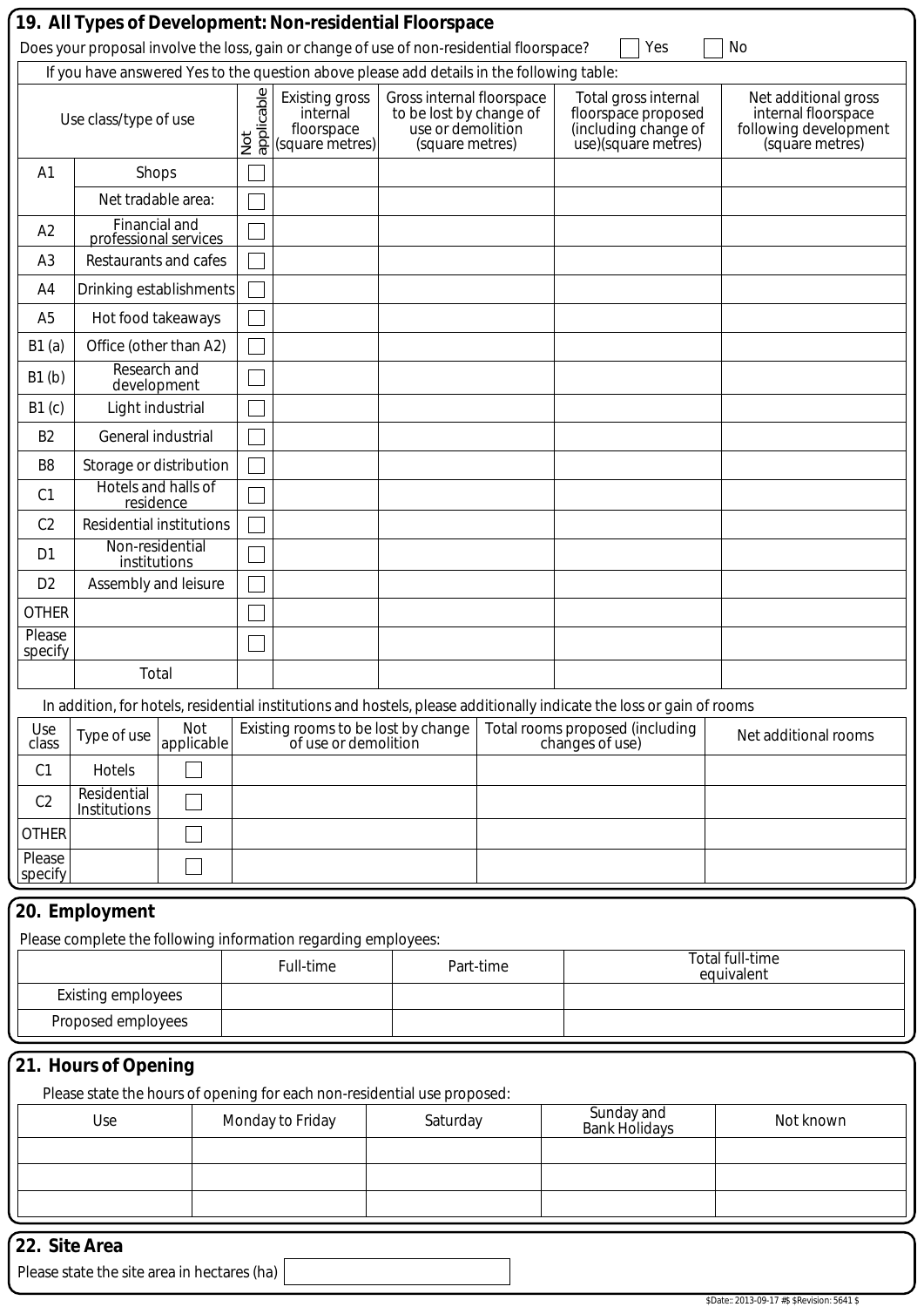## 19. All Types of Development: Non-residential Floorspace

Does your proposal involve the loss, gain or change of use of non-residential floorspace? ☐ Yes ☐ No

If you have answered Yes to the question above please add details in the following table:

| Use class/type of use | | Not applicable | Existing gross internal floorspace (square metres) | Gross internal floorspace to be lost by change of use or demolition (square metres) | Total gross internal floorspace proposed (including change of use)(square metres) | Net additional gross internal floorspace following development (square metres) |
|---|---|---|---|---|---|---|
| A1 | Shops | ☐ | | | | |
| | Net tradable area: | ☐ | | | | |
| A2 | Financial and professional services | ☐ | | | | |
| A3 | Restaurants and cafes | ☐ | | | | |
| A4 | Drinking establishments | ☐ | | | | |
| A5 | Hot food takeaways | ☐ | | | | |
| B1 (a) | Office (other than A2) | ☐ | | | | |
| B1 (b) | Research and development | ☐ | | | | |
| B1 (c) | Light industrial | ☐ | | | | |
| B2 | General industrial | ☐ | | | | |
| B8 | Storage or distribution | ☐ | | | | |
| C1 | Hotels and halls of residence | ☐ | | | | |
| C2 | Residential institutions | ☐ | | | | |
| D1 | Non-residential institutions | ☐ | | | | |
| D2 | Assembly and leisure | ☐ | | | | |
| OTHER | | ☐ | | | | |
| Please specify | | ☐ | | | | |
| | Total | | | | | |

In addition, for hotels, residential institutions and hostels, please additionally indicate the loss or gain of rooms

| Use class | Type of use | Not applicable | Existing rooms to be lost by change of use or demolition | Total rooms proposed (including changes of use) | Net additional rooms |
|---|---|---|---|---|---|
| C1 | Hotels | ☐ | | | |
| C2 | Residential Institutions | ☐ | | | |
| OTHER | | ☐ | | | |
| Please specify | | ☐ | | | |

## 20. Employment

Please complete the following information regarding employees:

| | Full-time | Part-time | Total full-time equivalent |
|---|---|---|---|
| Existing employees | | | |
| Proposed employees | | | |

## 21. Hours of Opening

Please state the hours of opening for each non-residential use proposed:

| Use | Monday to Friday | Saturday | Sunday and Bank Holidays | Not known |
|---|---|---|---|---|
| | | | | |
| | | | | |
| | | | | |

## 22. Site Area

Please state the site area in hectares (ha)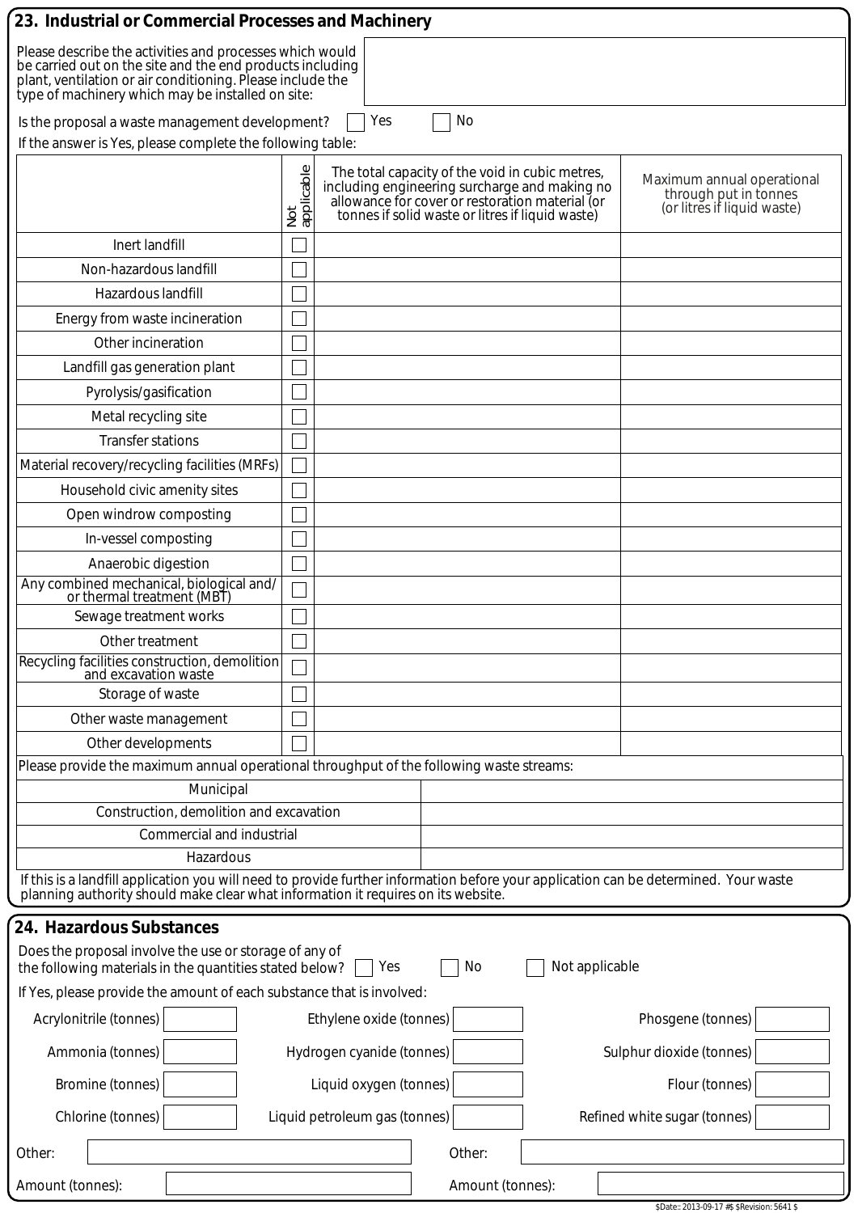## 23. Industrial or Commercial Processes and Machinery

Please describe the activities and processes which would be carried out on the site and the end products including plant, ventilation or air conditioning. Please include the type of machinery which may be installed on site:

Is the proposal a waste management development? ☐ Yes ☐ No

If the answer is Yes, please complete the following table:

| | Not applicable | The total capacity of the void in cubic metres, including engineering surcharge and making no allowance for cover or restoration material (or tonnes if solid waste or litres if liquid waste) | Maximum annual operational through put in tonnes (or litres if liquid waste) |
|---|---|---|---|
| Inert landfill | ☐ | | |
| Non-hazardous landfill | ☐ | | |
| Hazardous landfill | ☐ | | |
| Energy from waste incineration | ☐ | | |
| Other incineration | ☐ | | |
| Landfill gas generation plant | ☐ | | |
| Pyrolysis/gasification | ☐ | | |
| Metal recycling site | ☐ | | |
| Transfer stations | ☐ | | |
| Material recovery/recycling facilities (MRFs) | ☐ | | |
| Household civic amenity sites | ☐ | | |
| Open windrow composting | ☐ | | |
| In-vessel composting | ☐ | | |
| Anaerobic digestion | ☐ | | |
| Any combined mechanical, biological and/or thermal treatment (MBT) | ☐ | | |
| Sewage treatment works | ☐ | | |
| Other treatment | ☐ | | |
| Recycling facilities construction, demolition and excavation waste | ☐ | | |
| Storage of waste | ☐ | | |
| Other waste management | ☐ | | |
| Other developments | ☐ | | |

Please provide the maximum annual operational throughput of the following waste streams:

| | |
|---|---|
| Municipal | |
| Construction, demolition and excavation | |
| Commercial and industrial | |
| Hazardous | |

If this is a landfill application you will need to provide further information before your application can be determined. Your waste planning authority should make clear what information it requires on its website.

## 24. Hazardous Substances

Does the proposal involve the use or storage of any of the following materials in the quantities stated below? ☐ Yes ☐ No ☐ Not applicable

If Yes, please provide the amount of each substance that is involved:

| | | | | | |
|---|---|---|---|---|---|
| Acrylonitrile (tonnes) | | Ethylene oxide (tonnes) | | Phosgene (tonnes) | |
| Ammonia (tonnes) | | Hydrogen cyanide (tonnes) | | Sulphur dioxide (tonnes) | |
| Bromine (tonnes) | | Liquid oxygen (tonnes) | | Flour (tonnes) | |
| Chlorine (tonnes) | | Liquid petroleum gas (tonnes) | | Refined white sugar (tonnes) | |

Other:

Amount (tonnes):

Other:

Amount (tonnes):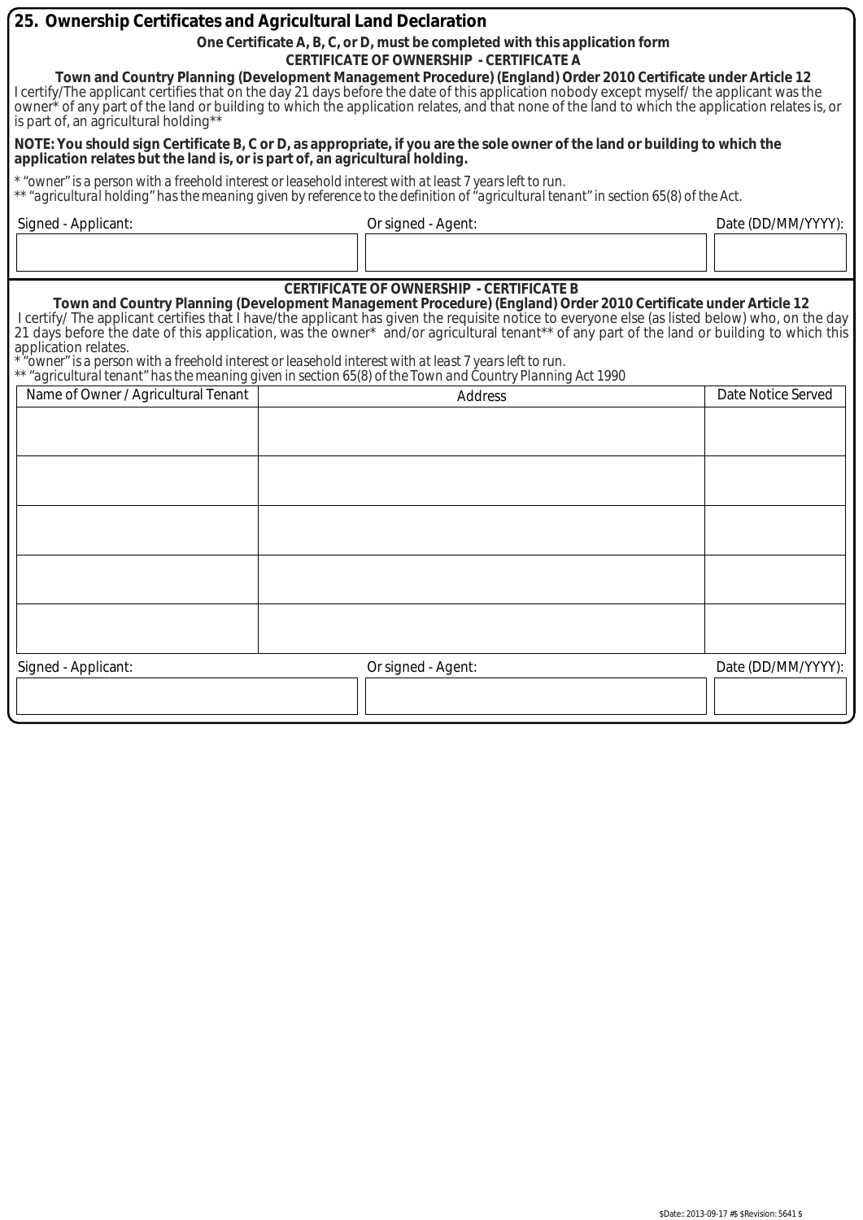## 25. Ownership Certificates and Agricultural Land Declaration

**One Certificate A, B, C, or D, must be completed with this application form**

**CERTIFICATE OF OWNERSHIP - CERTIFICATE A**

**Town and Country Planning (Development Management Procedure) (England) Order 2010 Certificate under Article 12**

I certify/The applicant certifies that on the day 21 days before the date of this application nobody except myself/ the applicant was the owner* of any part of the land or building to which the application relates, and that none of the land to which the application relates is, or is part of, an agricultural holding**

**NOTE: You should sign Certificate B, C or D, as appropriate, if you are the sole owner of the land or building to which the application relates but the land is, or is part of, an agricultural holding.**

*\* "owner" is a person with a freehold interest or leasehold interest with at least 7 years left to run.*

*\*\* "agricultural holding" has the meaning given by reference to the definition of "agricultural tenant" in section 65(8) of the Act.*

| Signed - Applicant: | Or signed - Agent: | Date (DD/MM/YYYY): |
|---|---|---|
| | | |

**CERTIFICATE OF OWNERSHIP - CERTIFICATE B**

**Town and Country Planning (Development Management Procedure) (England) Order 2010 Certificate under Article 12**

I certify/ The applicant certifies that I have/the applicant has given the requisite notice to everyone else (as listed below) who, on the day 21 days before the date of this application, was the owner* and/or agricultural tenant** of any part of the land or building to which this application relates.

*\* "owner" is a person with a freehold interest or leasehold interest with at least 7 years left to run.*

*\*\* "agricultural tenant" has the meaning given in section 65(8) of the Town and Country Planning Act 1990*

| Name of Owner / Agricultural Tenant | Address | Date Notice Served |
|---|---|---|
| | | |
| | | |
| | | |
| | | |
| | | |

| Signed - Applicant: | Or signed - Agent: | Date (DD/MM/YYYY): |
|---|---|---|
| | | |

$Date:: 2013-09-17 #$ $Revision: 5641 $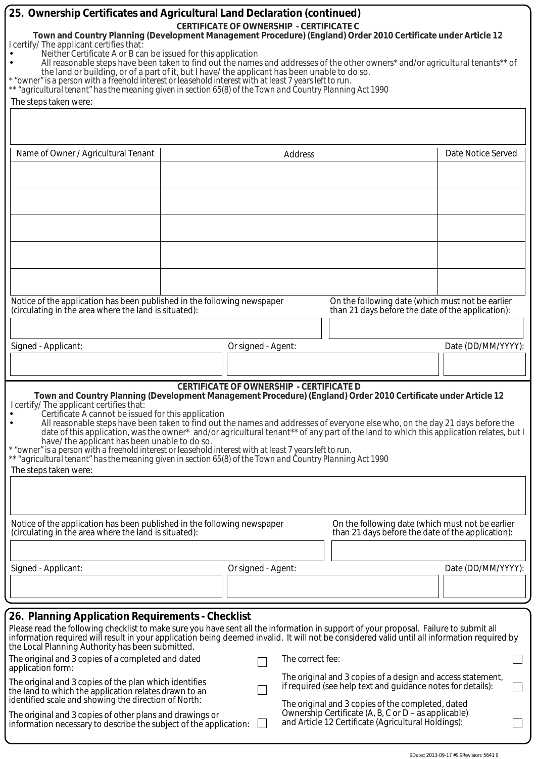## 25. Ownership Certificates and Agricultural Land Declaration (continued)

**CERTIFICATE OF OWNERSHIP - CERTIFICATE C**

**Town and Country Planning (Development Management Procedure) (England) Order 2010 Certificate under Article 12**

I certify/ The applicant certifies that:

- Neither Certificate A or B can be issued for this application
- All reasonable steps have been taken to find out the names and addresses of the other owners* and/or agricultural tenants** of the land or building, or of a part of it, but I have/ the applicant has been unable to do so.

*\* "owner" is a person with a freehold interest or leasehold interest with at least 7 years left to run.*
*\*\* "agricultural tenant" has the meaning given in section 65(8) of the Town and Country Planning Act 1990*

The steps taken were:

| Name of Owner / Agricultural Tenant | Address | Date Notice Served |
|---|---|---|
| | | |
| | | |
| | | |
| | | |
| | | |

Notice of the application has been published in the following newspaper (circulating in the area where the land is situated):

On the following date (which must not be earlier than 21 days before the date of the application):

Signed - Applicant:

Or signed - Agent:

Date (DD/MM/YYYY):

**CERTIFICATE OF OWNERSHIP - CERTIFICATE D**

**Town and Country Planning (Development Management Procedure) (England) Order 2010 Certificate under Article 12**

I certify/ The applicant certifies that:

- Certificate A cannot be issued for this application
- All reasonable steps have been taken to find out the names and addresses of everyone else who, on the day 21 days before the date of this application, was the owner* and/or agricultural tenant** of any part of the land to which this application relates, but I have/ the applicant has been unable to do so.

*\* "owner" is a person with a freehold interest or leasehold interest with at least 7 years left to run.*
*\*\* "agricultural tenant" has the meaning given in section 65(8) of the Town and Country Planning Act 1990*

The steps taken were:

Notice of the application has been published in the following newspaper (circulating in the area where the land is situated):

On the following date (which must not be earlier than 21 days before the date of the application):

Signed - Applicant:

Or signed - Agent:

Date (DD/MM/YYYY):

## 26. Planning Application Requirements - Checklist

Please read the following checklist to make sure you have sent all the information in support of your proposal. Failure to submit all information required will result in your application being deemed invalid. It will not be considered valid until all information required by the Local Planning Authority has been submitted.

- ☐ The original and 3 copies of a completed and dated application form:
- ☐ The original and 3 copies of the plan which identifies the land to which the application relates drawn to an identified scale and showing the direction of North:
- ☐ The original and 3 copies of other plans and drawings or information necessary to describe the subject of the application:
- ☐ The correct fee:
- ☐ The original and 3 copies of a design and access statement, if required (see help text and guidance notes for details):
- ☐ The original and 3 copies of the completed, dated Ownership Certificate (A, B, C or D – as applicable) and Article 12 Certificate (Agricultural Holdings):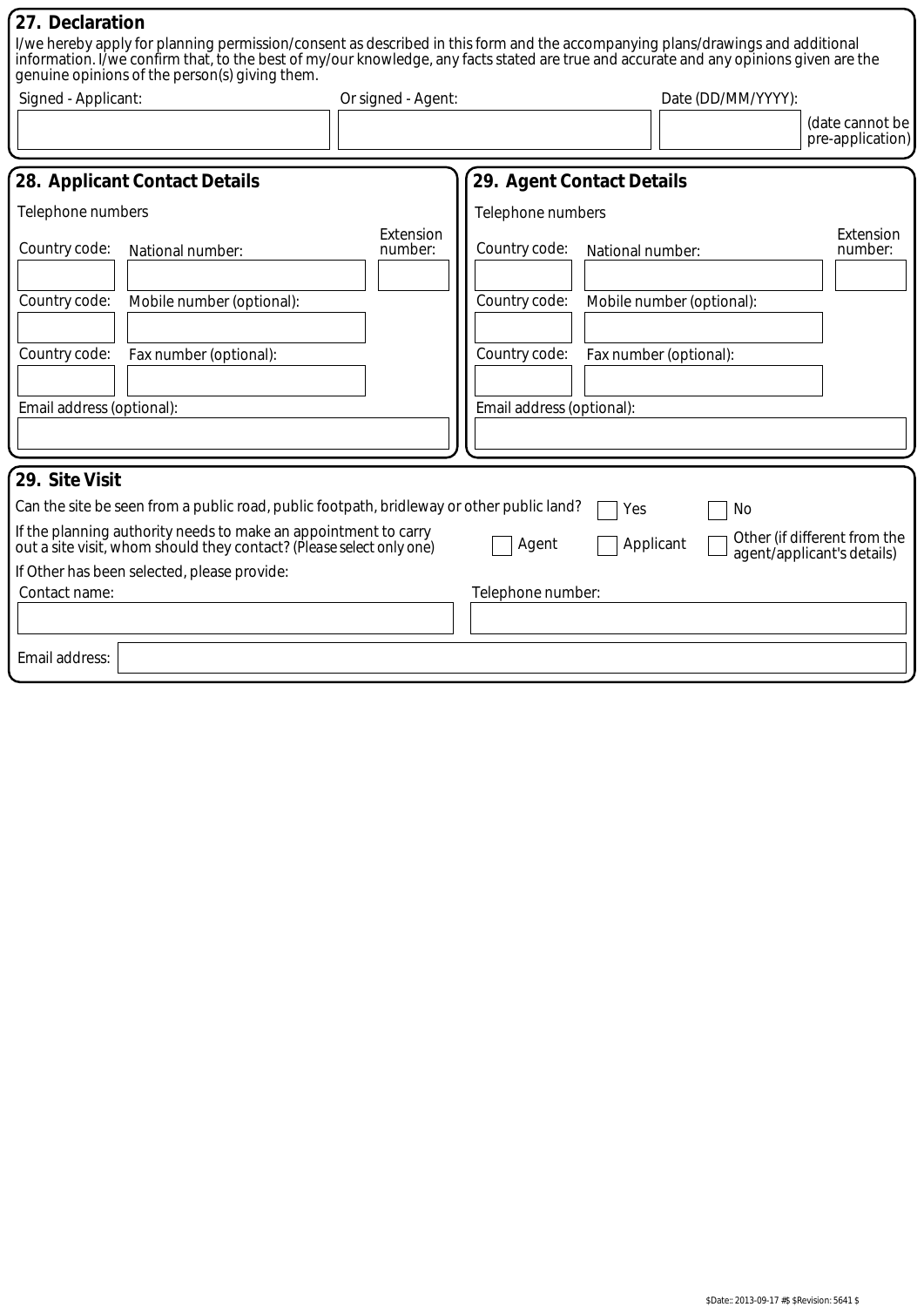## 27. Declaration

I/we hereby apply for planning permission/consent as described in this form and the accompanying plans/drawings and additional information. I/we confirm that, to the best of my/our knowledge, any facts stated are true and accurate and any opinions given are the genuine opinions of the person(s) giving them.

| Signed - Applicant: | Or signed - Agent: | Date (DD/MM/YYYY): |
|---|---|---|
| | | (date cannot be pre-application) |

## 28. Applicant Contact Details

Telephone numbers

| Country code: | National number: | Extension number: |
|---|---|---|
| | | |

| Country code: | Mobile number (optional): |
|---|---|
| | |

| Country code: | Fax number (optional): |
|---|---|
| | |

Email address (optional):

## 29. Agent Contact Details

Telephone numbers

| Country code: | National number: | Extension number: |
|---|---|---|
| | | |

| Country code: | Mobile number (optional): |
|---|---|
| | |

| Country code: | Fax number (optional): |
|---|---|
| | |

Email address (optional):

## 29. Site Visit

Can the site be seen from a public road, public footpath, bridleway or other public land? ☐ Yes ☐ No

If the planning authority needs to make an appointment to carry out a site visit, whom should they contact? (Please select only one) ☐ Agent ☐ Applicant ☐ Other (if different from the agent/applicant's details)

If Other has been selected, please provide:

| Contact name: | Telephone number: |
|---|---|
| | |

Email address: